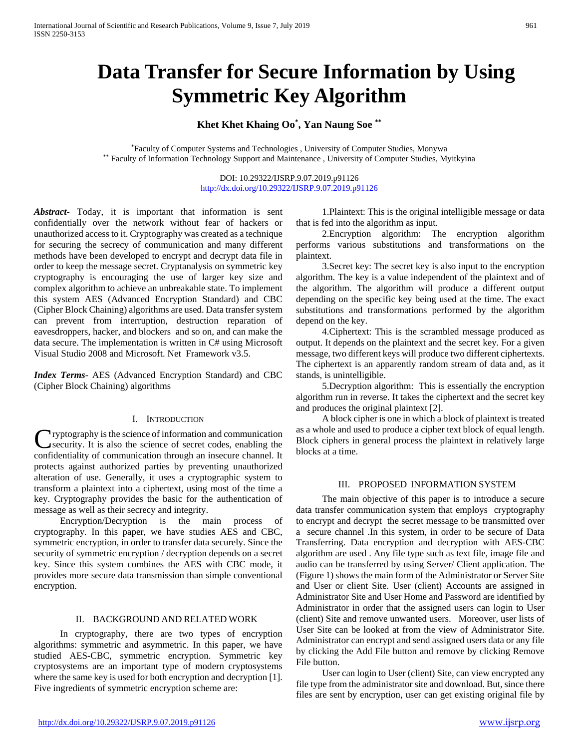# Data Transfer for Secure Information by Using Symmetric Key Algorithm

**Khet Khet Khaing Oo[*], Yan Naung Soe [**]**

[*]Faculty of Computer Systems and Technologies , University of Computer Studies, Monywa
[**] Faculty of Information Technology Support and Maintenance , University of Computer Studies, Myitkyina

DOI: 10.29322/IJSRP.9.07.2019.p91126
http://dx.doi.org/10.29322/IJSRP.9.07.2019.p91126

***Abstract***- Today, it is important that information is sent confidentially over the network without fear of hackers or unauthorized access to it. Cryptography was created as a technique for securing the secrecy of communication and many different methods have been developed to encrypt and decrypt data file in order to keep the message secret. Cryptanalysis on symmetric key cryptography is encouraging the use of larger key size and complex algorithm to achieve an unbreakable state. To implement this system AES (Advanced Encryption Standard) and CBC (Cipher Block Chaining) algorithms are used. Data transfer system can prevent from interruption, destruction reparation of eavesdroppers, hacker, and blockers and so on, and can make the data secure. The implementation is written in C# using Microsoft Visual Studio 2008 and Microsoft. Net Framework v3.5.

***Index Terms***- AES (Advanced Encryption Standard) and CBC (Cipher Block Chaining) algorithms

## I. Introduction

Cryptography is the science of information and communication security. It is also the science of secret codes, enabling the confidentiality of communication through an insecure channel. It protects against authorized parties by preventing unauthorized alteration of use. Generally, it uses a cryptographic system to transform a plaintext into a ciphertext, using most of the time a key. Cryptography provides the basic for the authentication of message as well as their secrecy and integrity.

Encryption/Decryption is the main process of cryptography. In this paper, we have studies AES and CBC, symmetric encryption, in order to transfer data securely. Since the security of symmetric encryption / decryption depends on a secret key. Since this system combines the AES with CBC mode, it provides more secure data transmission than simple conventional encryption.

## II. Background and Related Work

In cryptography, there are two types of encryption algorithms: symmetric and asymmetric. In this paper, we have studied AES-CBC, symmetric encryption. Symmetric key cryptosystems are an important type of modern cryptosystems where the same key is used for both encryption and decryption [1]. Five ingredients of symmetric encryption scheme are:

1.Plaintext: This is the original intelligible message or data that is fed into the algorithm as input.

2.Encryption algorithm: The encryption algorithm performs various substitutions and transformations on the plaintext.

3.Secret key: The secret key is also input to the encryption algorithm. The key is a value independent of the plaintext and of the algorithm. The algorithm will produce a different output depending on the specific key being used at the time. The exact substitutions and transformations performed by the algorithm depend on the key.

4.Ciphertext: This is the scrambled message produced as output. It depends on the plaintext and the secret key. For a given message, two different keys will produce two different ciphertexts. The ciphertext is an apparently random stream of data and, as it stands, is unintelligible.

5.Decryption algorithm: This is essentially the encryption algorithm run in reverse. It takes the ciphertext and the secret key and produces the original plaintext [2].

A block cipher is one in which a block of plaintext is treated as a whole and used to produce a cipher text block of equal length. Block ciphers in general process the plaintext in relatively large blocks at a time.

## III. Proposed Information System

The main objective of this paper is to introduce a secure data transfer communication system that employs cryptography to encrypt and decrypt the secret message to be transmitted over a secure channel .In this system, in order to be secure of Data Transferring. Data encryption and decryption with AES-CBC algorithm are used . Any file type such as text file, image file and audio can be transferred by using Server/ Client application. The (Figure 1) shows the main form of the Administrator or Server Site and User or client Site. User (client) Accounts are assigned in Administrator Site and User Home and Password are identified by Administrator in order that the assigned users can login to User (client) Site and remove unwanted users. Moreover, user lists of User Site can be looked at from the view of Administrator Site. Administrator can encrypt and send assigned users data or any file by clicking the Add File button and remove by clicking Remove File button.

User can login to User (client) Site, can view encrypted any file type from the administrator site and download. But, since there files are sent by encryption, user can get existing original file by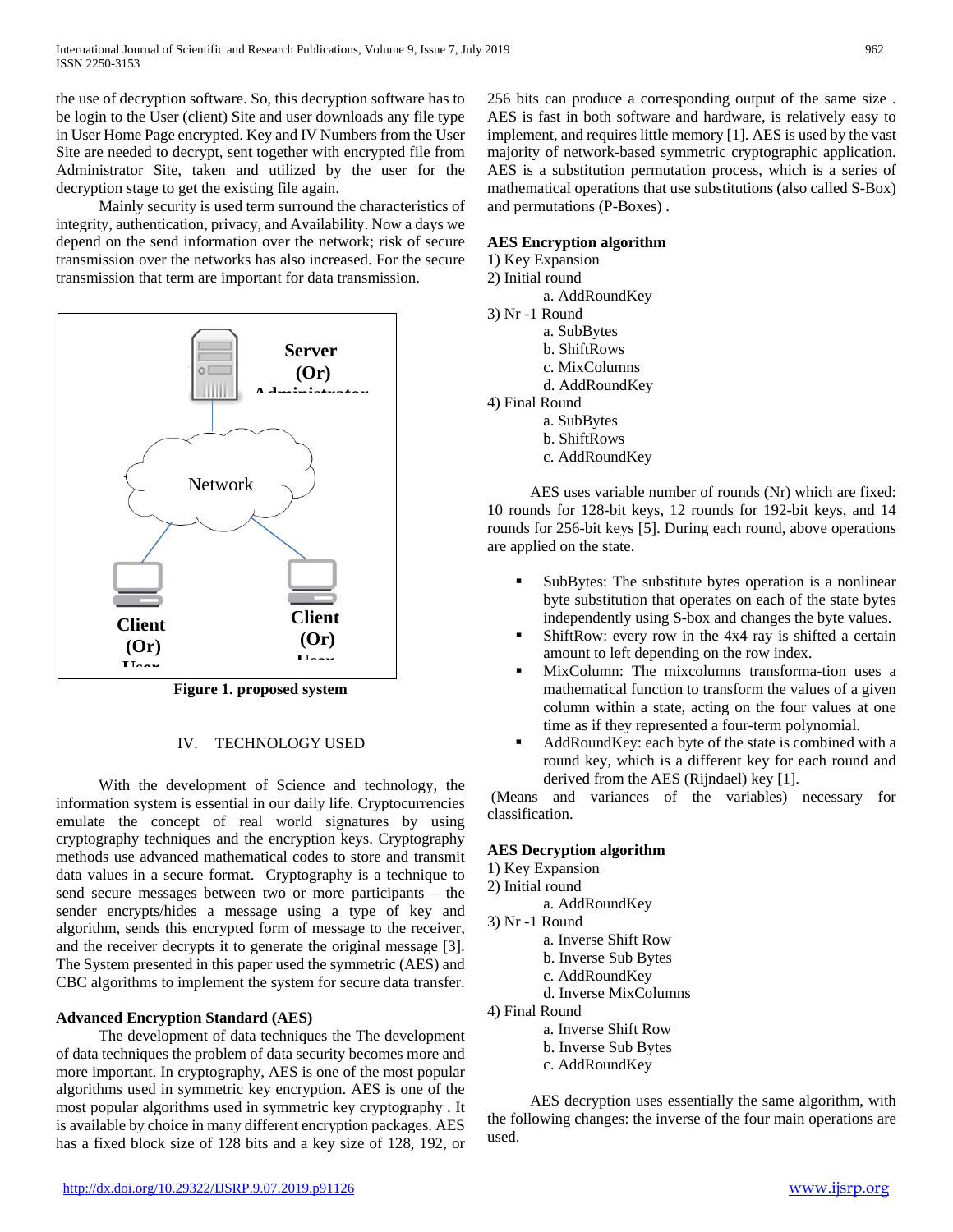the use of decryption software. So, this decryption software has to be login to the User (client) Site and user downloads any file type in User Home Page encrypted. Key and IV Numbers from the User Site are needed to decrypt, sent together with encrypted file from Administrator Site, taken and utilized by the user for the decryption stage to get the existing file again.

Mainly security is used term surround the characteristics of integrity, authentication, privacy, and Availability. Now a days we depend on the send information over the network; risk of secure transmission over the networks has also increased. For the secure transmission that term are important for data transmission.

**Figure 1. proposed system**

## IV. TECHNOLOGY USED

With the development of Science and technology, the information system is essential in our daily life. Cryptocurrencies emulate the concept of real world signatures by using cryptography techniques and the encryption keys. Cryptography methods use advanced mathematical codes to store and transmit data values in a secure format. Cryptography is a technique to send secure messages between two or more participants – the sender encrypts/hides a message using a type of key and algorithm, sends this encrypted form of message to the receiver, and the receiver decrypts it to generate the original message [3]. The System presented in this paper used the symmetric (AES) and CBC algorithms to implement the system for secure data transfer.

### Advanced Encryption Standard (AES)

The development of data techniques the The development of data techniques the problem of data security becomes more and more important. In cryptography, AES is one of the most popular algorithms used in symmetric key encryption. AES is one of the most popular algorithms used in symmetric key cryptography . It is available by choice in many different encryption packages. AES has a fixed block size of 128 bits and a key size of 128, 192, or 256 bits can produce a corresponding output of the same size . AES is fast in both software and hardware, is relatively easy to implement, and requires little memory [1]. AES is used by the vast majority of network-based symmetric cryptographic application. AES is a substitution permutation process, which is a series of mathematical operations that use substitutions (also called S-Box) and permutations (P-Boxes) .

### AES Encryption algorithm

1) Key Expansion
2) Initial round
   a. AddRoundKey
3) Nr -1 Round
   a. SubBytes
   b. ShiftRows
   c. MixColumns
   d. AddRoundKey
4) Final Round
   a. SubBytes
   b. ShiftRows
   c. AddRoundKey

AES uses variable number of rounds (Nr) which are fixed: 10 rounds for 128-bit keys, 12 rounds for 192-bit keys, and 14 rounds for 256-bit keys [5]. During each round, above operations are applied on the state.

- SubBytes: The substitute bytes operation is a nonlinear byte substitution that operates on each of the state bytes independently using S-box and changes the byte values.
- ShiftRow: every row in the 4x4 ray is shifted a certain amount to left depending on the row index.
- MixColumn: The mixcolumns transforma-tion uses a mathematical function to transform the values of a given column within a state, acting on the four values at one time as if they represented a four-term polynomial.
- AddRoundKey: each byte of the state is combined with a round key, which is a different key for each round and derived from the AES (Rijndael) key [1].

(Means and variances of the variables) necessary for classification.

### AES Decryption algorithm

1) Key Expansion
2) Initial round
   a. AddRoundKey
3) Nr -1 Round
   a. Inverse Shift Row
   b. Inverse Sub Bytes
   c. AddRoundKey
   d. Inverse MixColumns
4) Final Round
   a. Inverse Shift Row
   b. Inverse Sub Bytes
   c. AddRoundKey

AES decryption uses essentially the same algorithm, with the following changes: the inverse of the four main operations are used.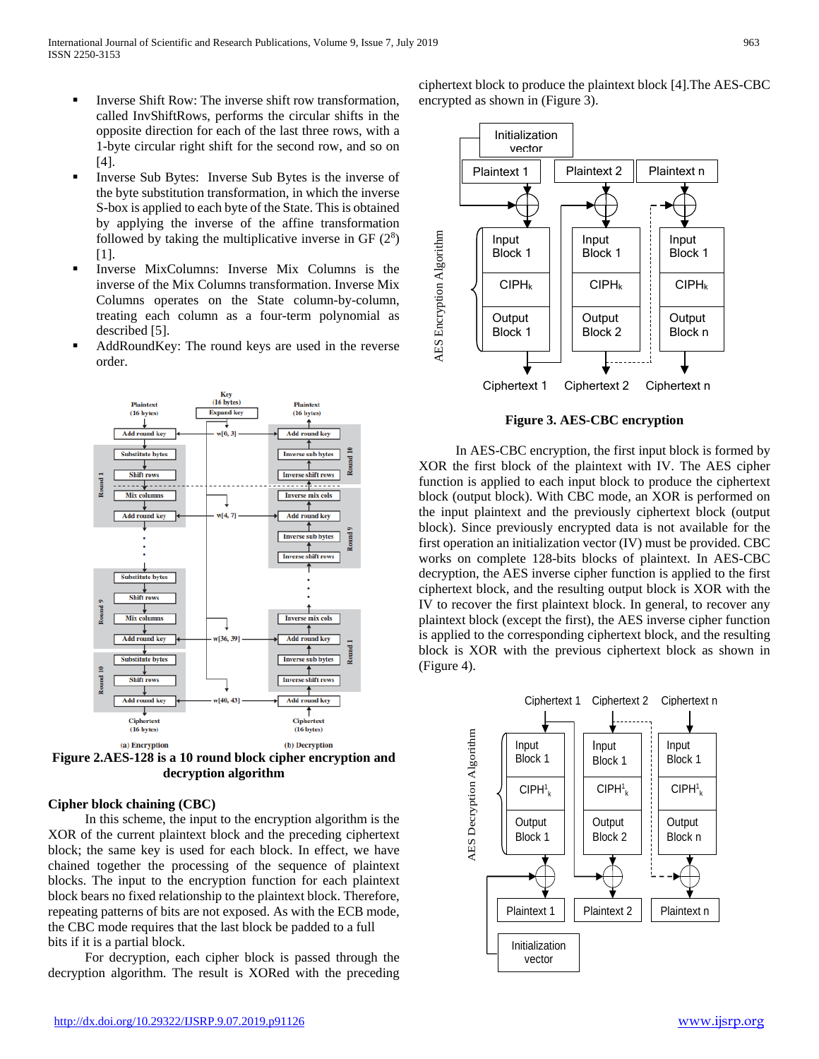- Inverse Shift Row: The inverse shift row transformation, called InvShiftRows, performs the circular shifts in the opposite direction for each of the last three rows, with a 1-byte circular right shift for the second row, and so on [4].
- Inverse Sub Bytes: Inverse Sub Bytes is the inverse of the byte substitution transformation, in which the inverse S-box is applied to each byte of the State. This is obtained by applying the inverse of the affine transformation followed by taking the multiplicative inverse in GF ($2^8$) [1].
- Inverse MixColumns: Inverse Mix Columns is the inverse of the Mix Columns transformation. Inverse Mix Columns operates on the State column-by-column, treating each column as a four-term polynomial as described [5].
- AddRoundKey: The round keys are used in the reverse order.

**Figure 2.AES-128 is a 10 round block cipher encryption and decryption algorithm**

### Cipher block chaining (CBC)

In this scheme, the input to the encryption algorithm is the XOR of the current plaintext block and the preceding ciphertext block; the same key is used for each block. In effect, we have chained together the processing of the sequence of plaintext blocks. The input to the encryption function for each plaintext block bears no fixed relationship to the plaintext block. Therefore, repeating patterns of bits are not exposed. As with the ECB mode, the CBC mode requires that the last block be padded to a full bits if it is a partial block.

For decryption, each cipher block is passed through the decryption algorithm. The result is XORed with the preceding ciphertext block to produce the plaintext block [4].The AES-CBC encrypted as shown in (Figure 3).

**Figure 3. AES-CBC encryption**

In AES-CBC encryption, the first input block is formed by XOR the first block of the plaintext with IV. The AES cipher function is applied to each input block to produce the ciphertext block (output block). With CBC mode, an XOR is performed on the input plaintext and the previously ciphertext block (output block). Since previously encrypted data is not available for the first operation an initialization vector (IV) must be provided. CBC works on complete 128-bits blocks of plaintext. In AES-CBC decryption, the AES inverse cipher function is applied to the first ciphertext block, and the resulting output block is XOR with the IV to recover the first plaintext block. In general, to recover any plaintext block (except the first), the AES inverse cipher function is applied to the corresponding ciphertext block, and the resulting block is XOR with the previous ciphertext block as shown in (Figure 4).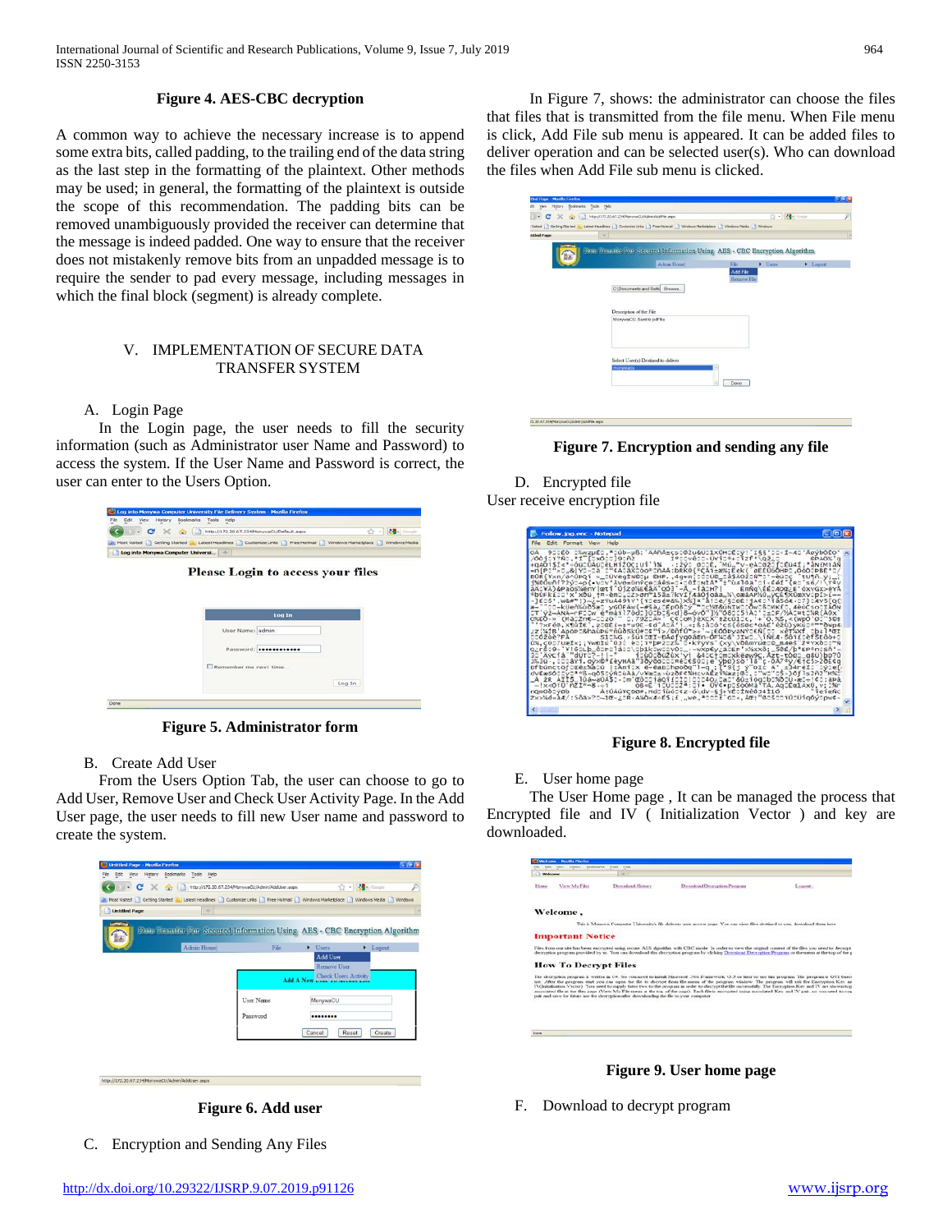**Figure 4. AES-CBC decryption**

A common way to achieve the necessary increase is to append some extra bits, called padding, to the trailing end of the data string as the last step in the formatting of the plaintext. Other methods may be used; in general, the formatting of the plaintext is outside the scope of this recommendation. The padding bits can be removed unambiguously provided the receiver can determine that the message is indeed padded. One way to ensure that the receiver does not mistakenly remove bits from an unpadded message is to require the sender to pad every message, including messages in which the final block (segment) is already complete.

## V. IMPLEMENTATION OF SECURE DATA TRANSFER SYSTEM

### A. Login Page

In the Login page, the user needs to fill the security information (such as Administrator user Name and Password) to access the system. If the User Name and Password is correct, the user can enter to the Users Option.

**Figure 5. Administrator form**

### B. Create Add User

From the Users Option Tab, the user can choose to go to Add User, Remove User and Check User Activity Page. In the Add User page, the user needs to fill new User name and password to create the system.

**Figure 6. Add user**

### C. Encryption and Sending Any Files

In Figure 7, shows: the administrator can choose the files that files that is transmitted from the file menu. When File menu is click, Add File sub menu is appeared. It can be added files to deliver operation and can be selected user(s). Who can download the files when Add File sub menu is clicked.

**Figure 7. Encryption and sending any file**

### D. Encrypted file

User receive encryption file

**Figure 8. Encrypted file**

### E. User home page

The User Home page , It can be managed the process that Encrypted file and IV ( Initialization Vector ) and key are downloaded.

**Figure 9. User home page**

### F. Download to decrypt program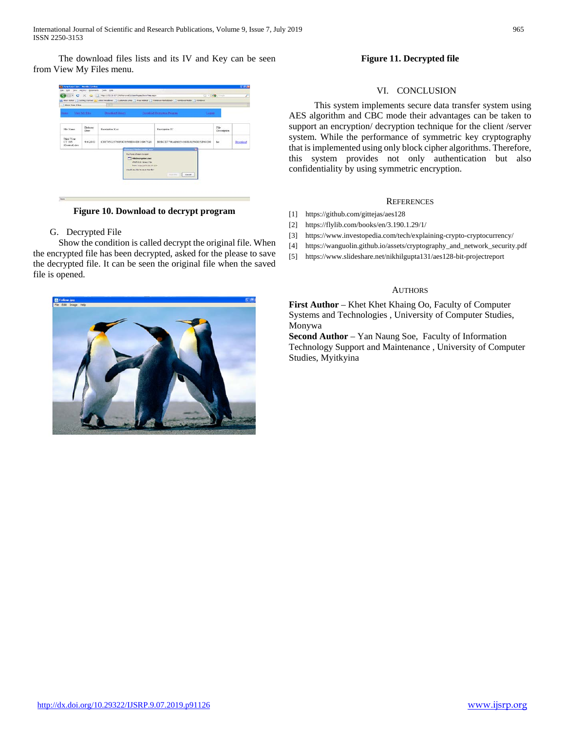The download files lists and its IV and Key can be seen from View My Files menu.

**Figure 10. Download to decrypt program**

### G. Decrypted File

Show the condition is called decrypt the original file. When the encrypted file has been decrypted, asked for the please to save the decrypted file. It can be seen the original file when the saved file is opened.

**Figure 11. Decrypted file**

## VI. CONCLUSION

This system implements secure data transfer system using AES algorithm and CBC mode their advantages can be taken to support an encryption/ decryption technique for the client /server system. While the performance of symmetric key cryptography that is implemented using only block cipher algorithms. Therefore, this system provides not only authentication but also confidentiality by using symmetric encryption.

## REFERENCES

[1] https://github.com/gittejas/aes128

[2] https://flylib.com/books/en/3.190.1.29/1/

[3] https://www.investopedia.com/tech/explaining-crypto-cryptocurrency/

[4] https://wanguolin.github.io/assets/cryptography_and_network_security.pdf

[5] https://www.slideshare.net/nikhilgupta131/aes128-bit-projectreport

## AUTHORS

**First Author** – Khet Khet Khaing Oo, Faculty of Computer Systems and Technologies , University of Computer Studies, Monywa

**Second Author** – Yan Naung Soe, Faculty of Information Technology Support and Maintenance , University of Computer Studies, Myitkyina